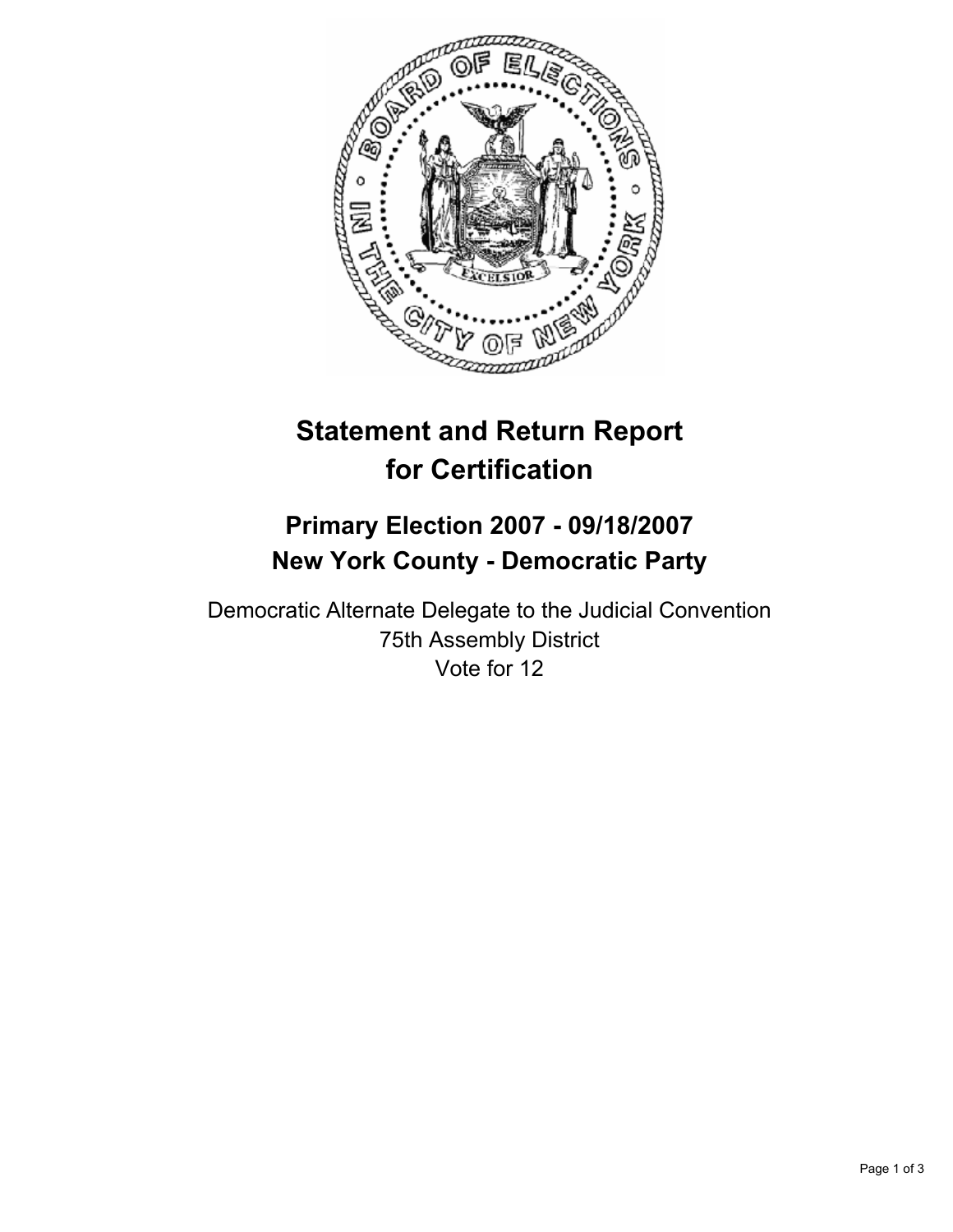# Statement and Return Report for Certification

## Primary Election 2007 - 09/18/2007
## New York County - Democratic Party

Democratic Alternate Delegate to the Judicial Convention
75th Assembly District
Vote for 12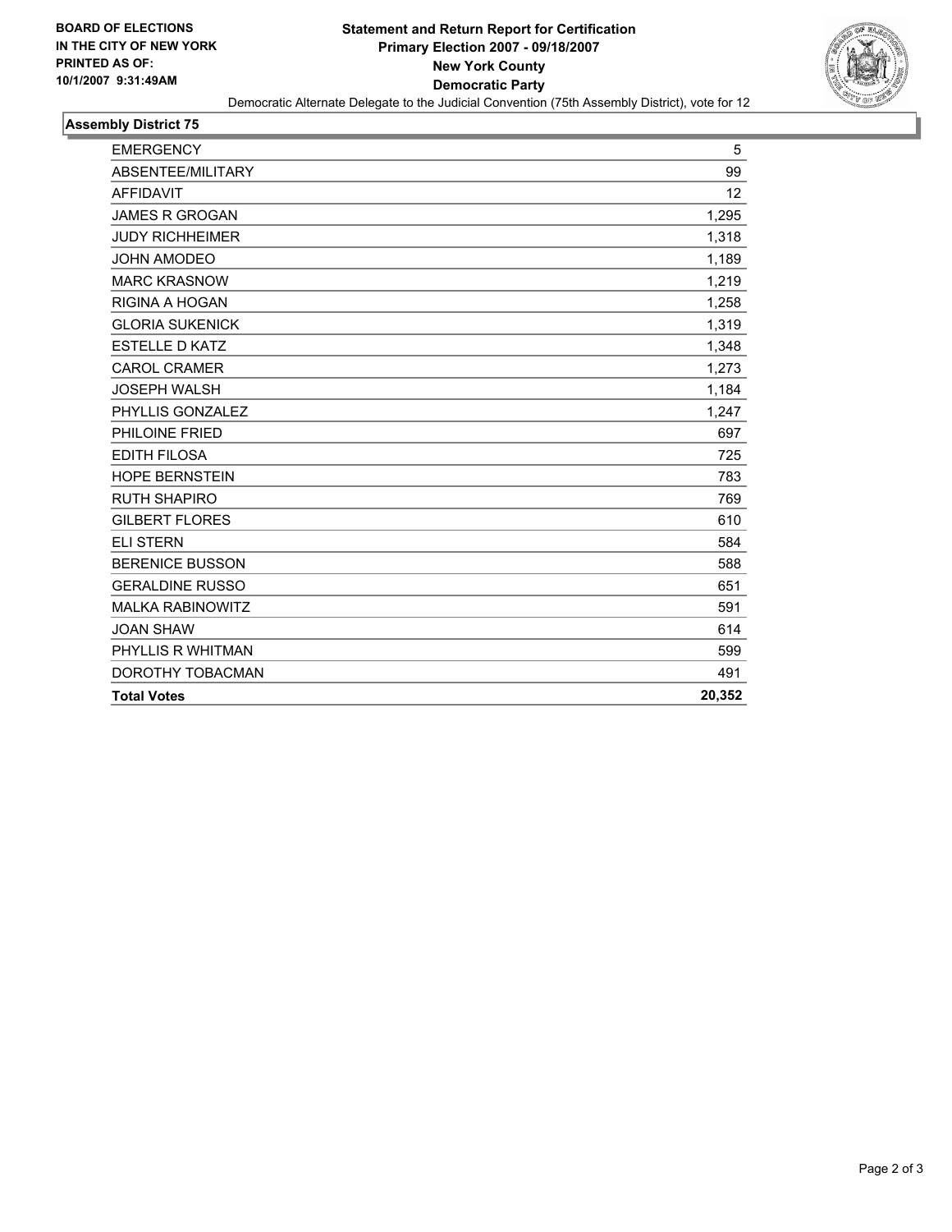**BOARD OF ELECTIONS IN THE CITY OF NEW YORK PRINTED AS OF: 10/1/2007 9:31:49AM**

# Statement and Return Report for Certification
## Primary Election 2007 - 09/18/2007
## New York County
## Democratic Party

Democratic Alternate Delegate to the Judicial Convention (75th Assembly District), vote for 12

### Assembly District 75

| | |
|---|---|
| EMERGENCY | 5 |
| ABSENTEE/MILITARY | 99 |
| AFFIDAVIT | 12 |
| JAMES R GROGAN | 1,295 |
| JUDY RICHHEIMER | 1,318 |
| JOHN AMODEO | 1,189 |
| MARC KRASNOW | 1,219 |
| RIGINA A HOGAN | 1,258 |
| GLORIA SUKENICK | 1,319 |
| ESTELLE D KATZ | 1,348 |
| CAROL CRAMER | 1,273 |
| JOSEPH WALSH | 1,184 |
| PHYLLIS GONZALEZ | 1,247 |
| PHILOINE FRIED | 697 |
| EDITH FILOSA | 725 |
| HOPE BERNSTEIN | 783 |
| RUTH SHAPIRO | 769 |
| GILBERT FLORES | 610 |
| ELI STERN | 584 |
| BERENICE BUSSON | 588 |
| GERALDINE RUSSO | 651 |
| MALKA RABINOWITZ | 591 |
| JOAN SHAW | 614 |
| PHYLLIS R WHITMAN | 599 |
| DOROTHY TOBACMAN | 491 |
| **Total Votes** | **20,352** |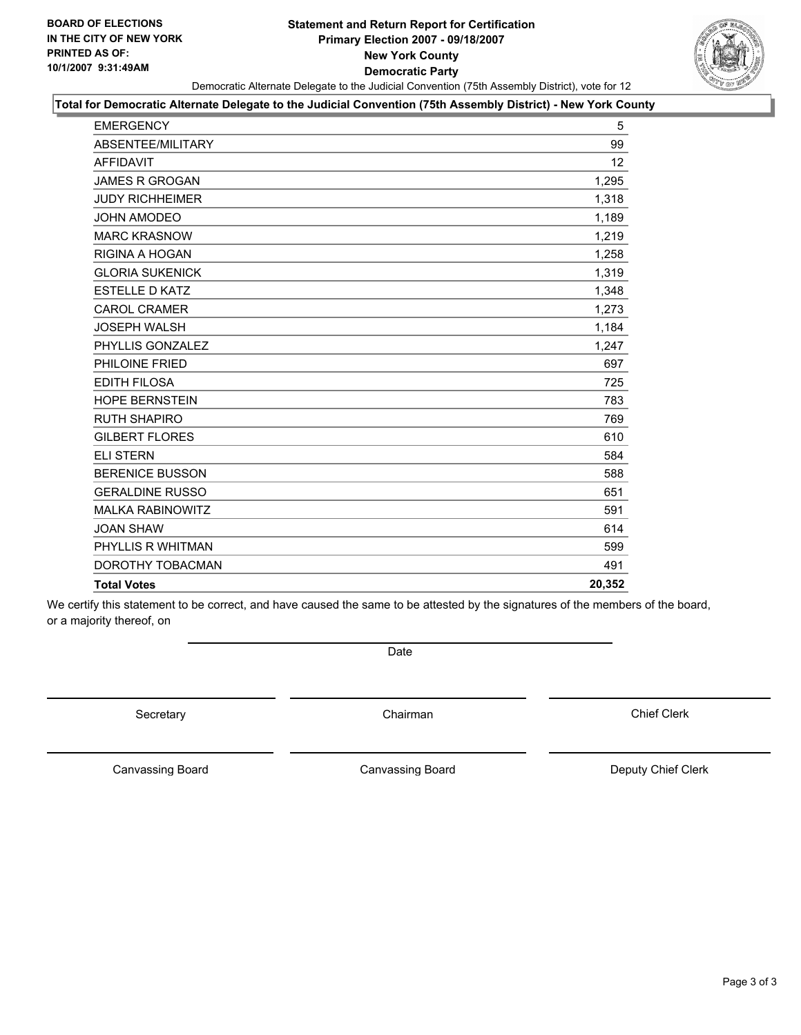**BOARD OF ELECTIONS IN THE CITY OF NEW YORK PRINTED AS OF: 10/1/2007 9:31:49AM**

# Statement and Return Report for Certification
## Primary Election 2007 - 09/18/2007
## New York County
## Democratic Party

Democratic Alternate Delegate to the Judicial Convention (75th Assembly District), vote for 12

**Total for Democratic Alternate Delegate to the Judicial Convention (75th Assembly District) - New York County**

| | |
|---|---|
| EMERGENCY | 5 |
| ABSENTEE/MILITARY | 99 |
| AFFIDAVIT | 12 |
| JAMES R GROGAN | 1,295 |
| JUDY RICHHEIMER | 1,318 |
| JOHN AMODEO | 1,189 |
| MARC KRASNOW | 1,219 |
| RIGINA A HOGAN | 1,258 |
| GLORIA SUKENICK | 1,319 |
| ESTELLE D KATZ | 1,348 |
| CAROL CRAMER | 1,273 |
| JOSEPH WALSH | 1,184 |
| PHYLLIS GONZALEZ | 1,247 |
| PHILOINE FRIED | 697 |
| EDITH FILOSA | 725 |
| HOPE BERNSTEIN | 783 |
| RUTH SHAPIRO | 769 |
| GILBERT FLORES | 610 |
| ELI STERN | 584 |
| BERENICE BUSSON | 588 |
| GERALDINE RUSSO | 651 |
| MALKA RABINOWITZ | 591 |
| JOAN SHAW | 614 |
| PHYLLIS R WHITMAN | 599 |
| DOROTHY TOBACMAN | 491 |
| **Total Votes** | **20,352** |

We certify this statement to be correct, and have caused the same to be attested by the signatures of the members of the board, or a majority thereof, on

Date

Secretary | Chairman | Chief Clerk

Canvassing Board | Canvassing Board | Deputy Chief Clerk